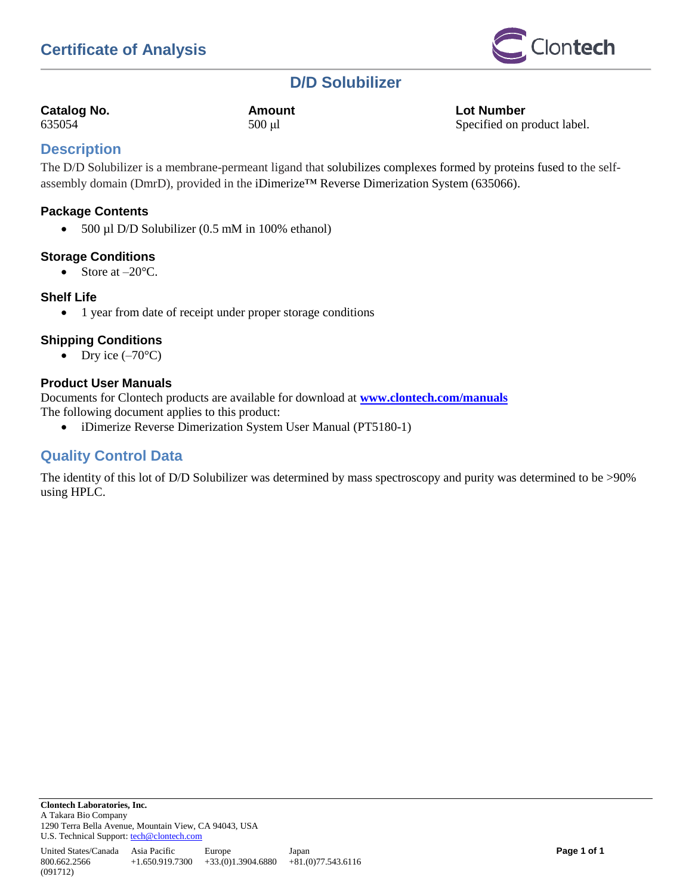# Certificate of Analysis

## D/D Solubilizer

| Catalog No. | Amount | Lot Number |
|---|---|---|
| 635054 | 500 µl | Specified on product label. |

## Description

The D/D Solubilizer is a membrane-permeant ligand that solubilizes complexes formed by proteins fused to the self-assembly domain (DmrD), provided in the iDimerize™ Reverse Dimerization System (635066).

### Package Contents

- 500 µl D/D Solubilizer (0.5 mM in 100% ethanol)

### Storage Conditions

- Store at –20°C.

### Shelf Life

- 1 year from date of receipt under proper storage conditions

### Shipping Conditions

- Dry ice (–70°C)

### Product User Manuals

Documents for Clontech products are available for download at **www.clontech.com/manuals**
The following document applies to this product:

- iDimerize Reverse Dimerization System User Manual (PT5180-1)

## Quality Control Data

The identity of this lot of D/D Solubilizer was determined by mass spectroscopy and purity was determined to be >90% using HPLC.

**Clontech Laboratories, Inc.**
A Takara Bio Company
1290 Terra Bella Avenue, Mountain View, CA 94043, USA
U.S. Technical Support: tech@clontech.com

| United States/Canada | Asia Pacific | Europe | Japan |
|---|---|---|---|
| 800.662.2566 | +1.650.919.7300 | +33.(0)1.3904.6880 | +81.(0)77.543.6116 |

(091712)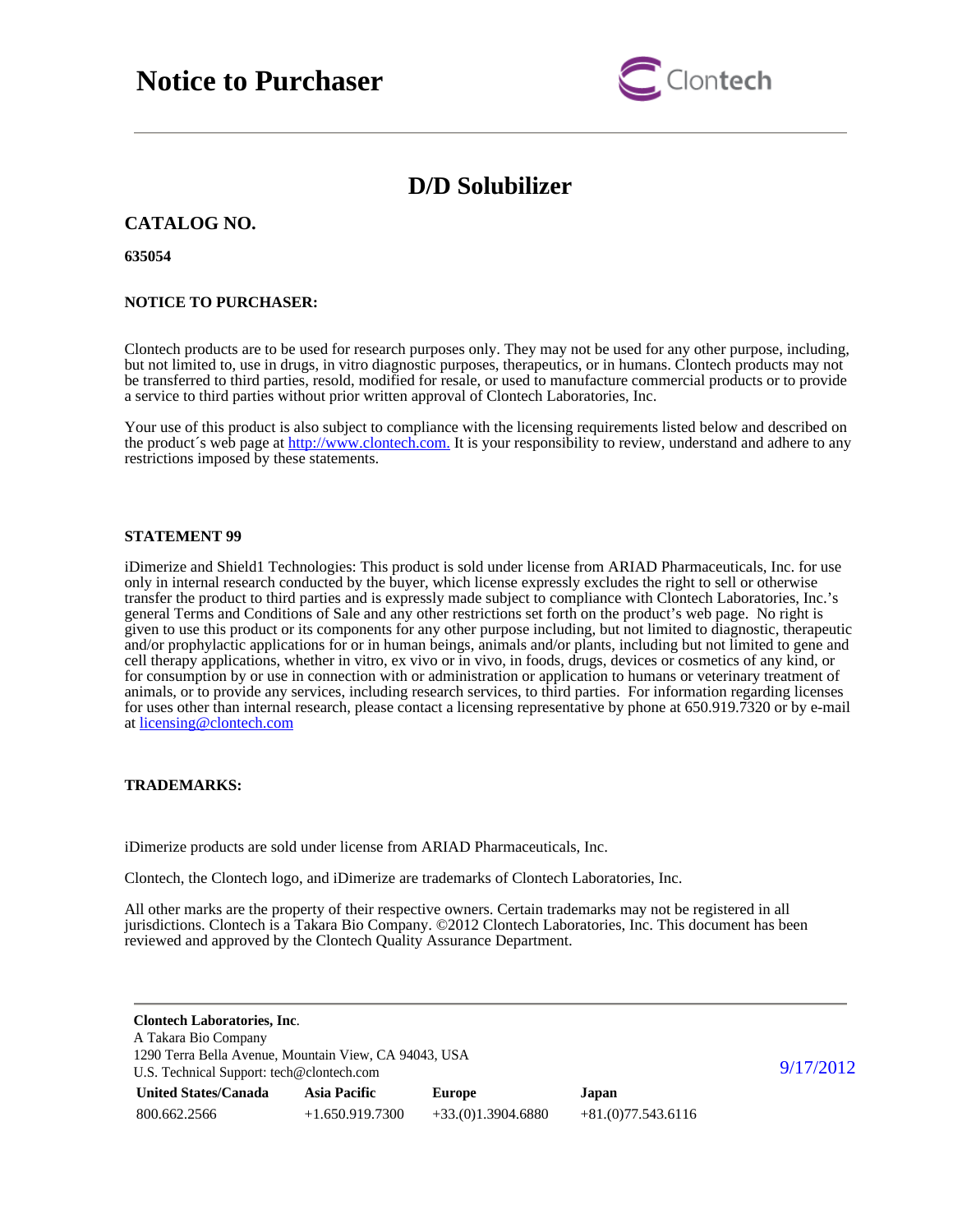# Notice to Purchaser

## D/D Solubilizer

### CATALOG NO.

**635054**

**NOTICE TO PURCHASER:**

Clontech products are to be used for research purposes only. They may not be used for any other purpose, including, but not limited to, use in drugs, in vitro diagnostic purposes, therapeutics, or in humans. Clontech products may not be transferred to third parties, resold, modified for resale, or used to manufacture commercial products or to provide a service to third parties without prior written approval of Clontech Laboratories, Inc.

Your use of this product is also subject to compliance with the licensing requirements listed below and described on the product´s web page at http://www.clontech.com. It is your responsibility to review, understand and adhere to any restrictions imposed by these statements.

**STATEMENT 99**

iDimerize and Shield1 Technologies: This product is sold under license from ARIAD Pharmaceuticals, Inc. for use only in internal research conducted by the buyer, which license expressly excludes the right to sell or otherwise transfer the product to third parties and is expressly made subject to compliance with Clontech Laboratories, Inc.'s general Terms and Conditions of Sale and any other restrictions set forth on the product's web page. No right is given to use this product or its components for any other purpose including, but not limited to, diagnostic, therapeutic and/or prophylactic applications for or in human beings, animals and/or plants, including but not limited to gene and cell therapy applications, whether in vitro, ex vivo or in vivo, in foods, drugs, devices or cosmetics of any kind, or for consumption by or use in connection with or administration or application to humans or veterinary treatment of animals, or to provide any services, including research services, to third parties. For information regarding licenses for uses other than internal research, please contact a licensing representative by phone at 650.919.7320 or by e-mail at licensing@clontech.com

**TRADEMARKS:**

iDimerize products are sold under license from ARIAD Pharmaceuticals, Inc.

Clontech, the Clontech logo, and iDimerize are trademarks of Clontech Laboratories, Inc.

All other marks are the property of their respective owners. Certain trademarks may not be registered in all jurisdictions. Clontech is a Takara Bio Company. ©2012 Clontech Laboratories, Inc. This document has been reviewed and approved by the Clontech Quality Assurance Department.

**Clontech Laboratories, Inc**.
A Takara Bio Company
1290 Terra Bella Avenue, Mountain View, CA 94043, USA
U.S. Technical Support: tech@clontech.com

| United States/Canada | Asia Pacific | Europe | Japan |
|---|---|---|---|
| 800.662.2566 | +1.650.919.7300 | +33.(0)1.3904.6880 | +81.(0)77.543.6116 |

9/17/2012